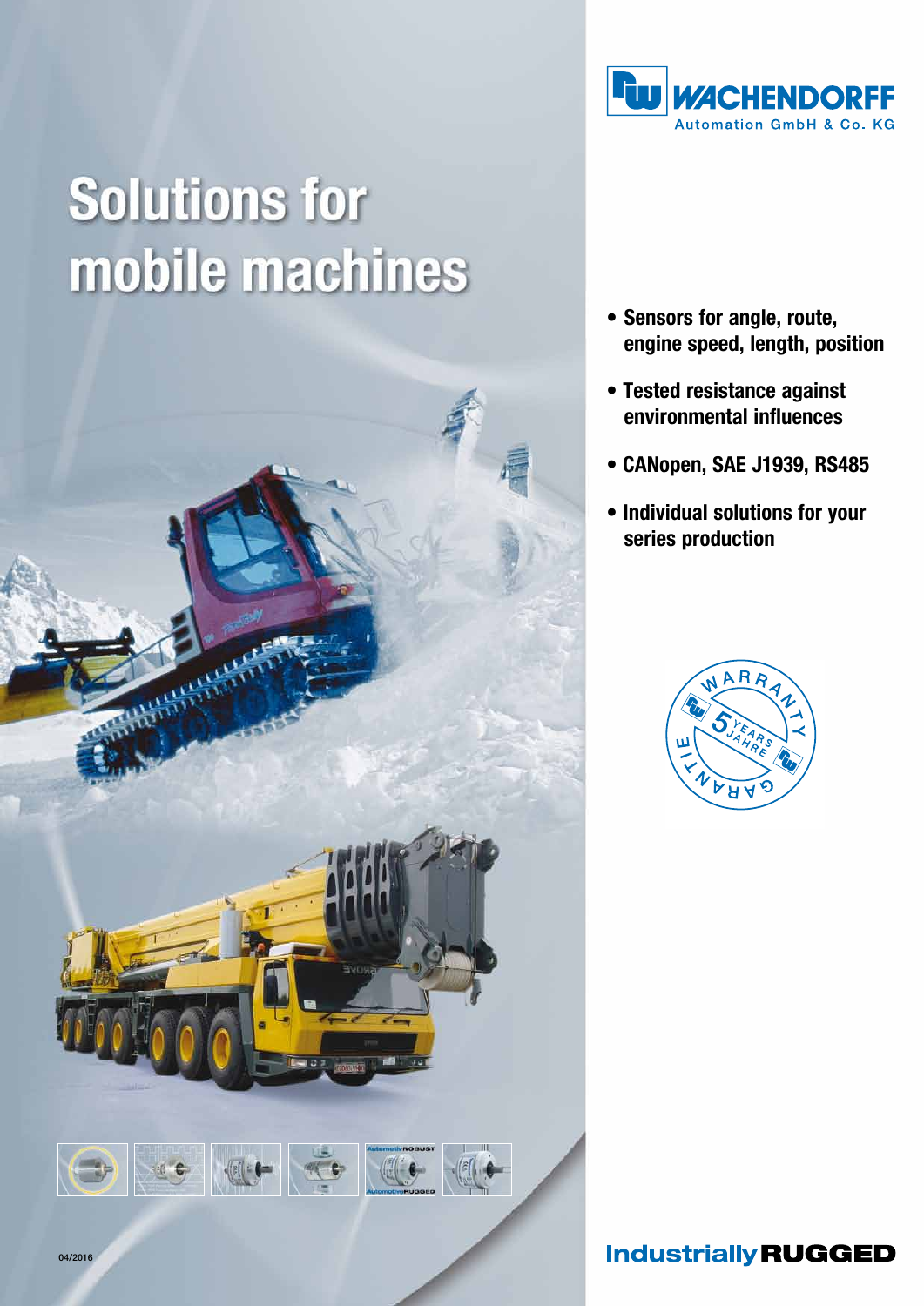WACHENDORFF
Automation GmbH & Co. KG

# Solutions for mobile machines

- Sensors for angle, route, engine speed, length, position
- Tested resistance against environmental influences
- CANopen, SAE J1939, RS485
- Individual solutions for your series production

WARRANTY 5 YEARS JAHRE GARANTIE

04/2016

Industrially RUGGED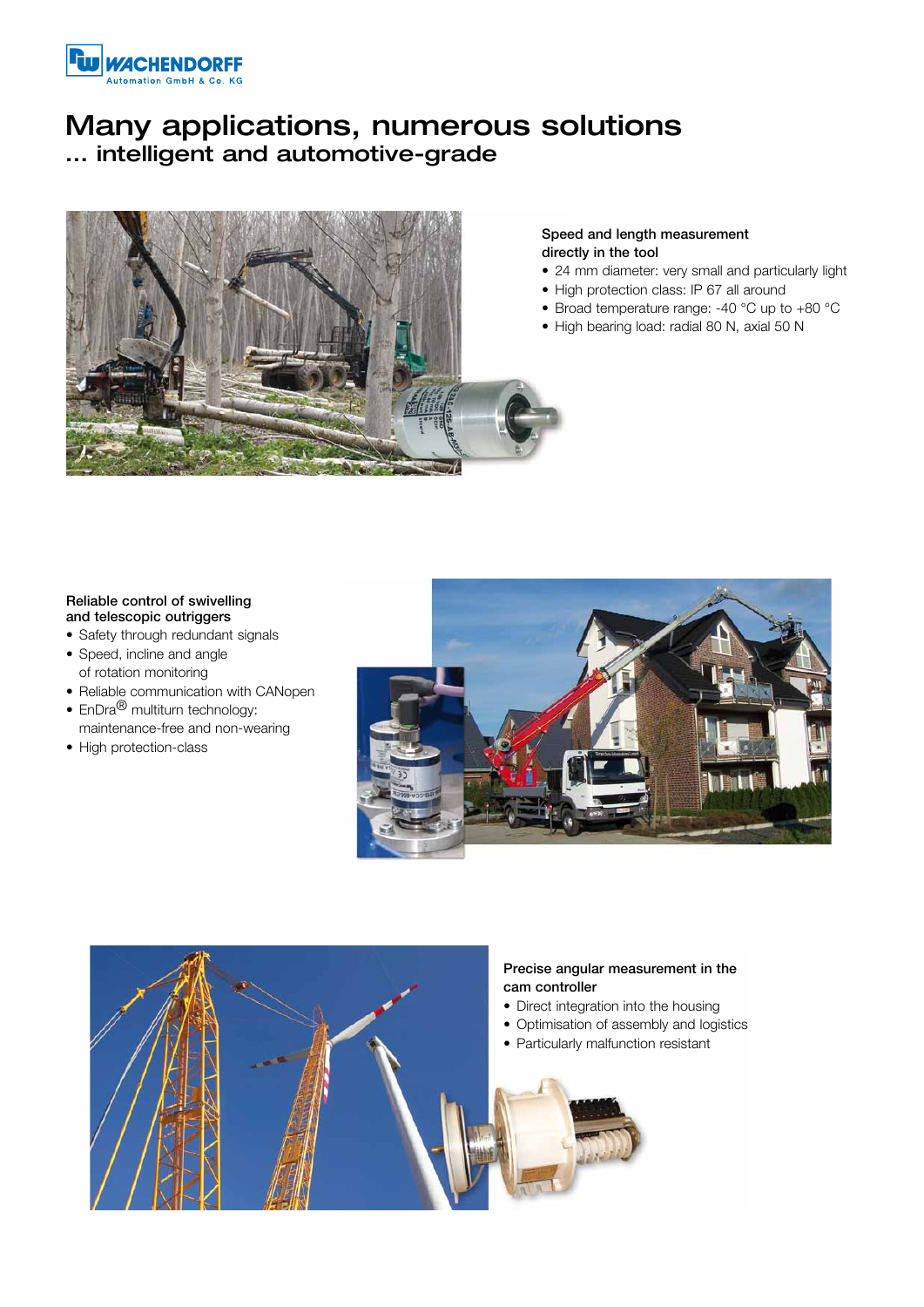# Many applications, numerous solutions

## ... intelligent and automotive-grade

**Speed and length measurement directly in the tool**

- 24 mm diameter: very small and particularly light
- High protection class: IP 67 all around
- Broad temperature range: -40 °C up to +80 °C
- High bearing load: radial 80 N, axial 50 N

**Reliable control of swivelling and telescopic outriggers**

- Safety through redundant signals
- Speed, incline and angle of rotation monitoring
- Reliable communication with CANopen
- EnDra® multiturn technology: maintenance-free and non-wearing
- High protection-class

**Precise angular measurement in the cam controller**

- Direct integration into the housing
- Optimisation of assembly and logistics
- Particularly malfunction resistant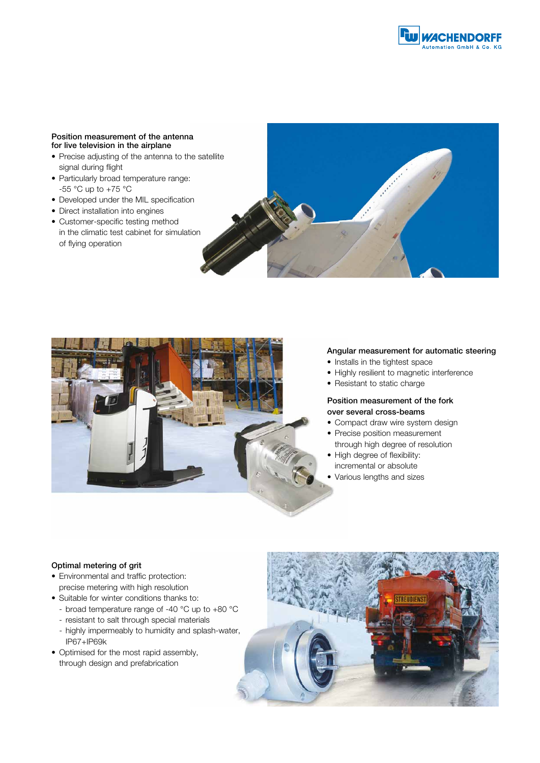### Position measurement of the antenna for live television in the airplane

- Precise adjusting of the antenna to the satellite signal during flight
- Particularly broad temperature range: -55 °C up to +75 °C
- Developed under the MIL specification
- Direct installation into engines
- Customer-specific testing method in the climatic test cabinet for simulation of flying operation

### Angular measurement for automatic steering

- Installs in the tightest space
- Highly resilient to magnetic interference
- Resistant to static charge

### Position measurement of the fork over several cross-beams

- Compact draw wire system design
- Precise position measurement through high degree of resolution
- High degree of flexibility: incremental or absolute
- Various lengths and sizes

### Optimal metering of grit

- Environmental and traffic protection: precise metering with high resolution
- Suitable for winter conditions thanks to:
  - broad temperature range of -40 °C up to +80 °C
  - resistant to salt through special materials
  - highly impermeably to humidity and splash-water, IP67+IP69k
- Optimised for the most rapid assembly, through design and prefabrication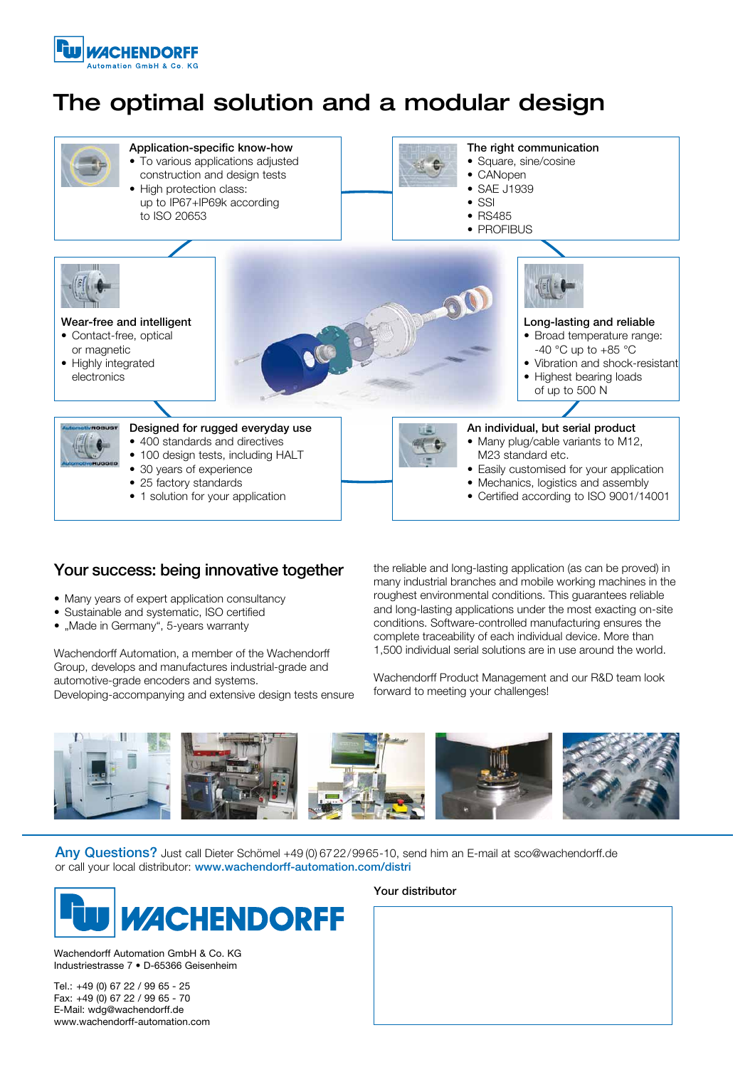# The optimal solution and a modular design

### Application-specific know-how

- To various applications adjusted construction and design tests
- High protection class: up to IP67+IP69k according to ISO 20653

### The right communication

- Square, sine/cosine
- CANopen
- SAE J1939
- SSI
- RS485
- PROFIBUS

### Wear-free and intelligent

- Contact-free, optical or magnetic
- Highly integrated electronics

### Long-lasting and reliable

- Broad temperature range: -40 °C up to +85 °C
- Vibration and shock-resistant
- Highest bearing loads of up to 500 N

### Designed for rugged everyday use

- 400 standards and directives
- 100 design tests, including HALT
- 30 years of experience
- 25 factory standards
- 1 solution for your application

### An individual, but serial product

- Many plug/cable variants to M12, M23 standard etc.
- Easily customised for your application
- Mechanics, logistics and assembly
- Certified according to ISO 9001/14001

## Your success: being innovative together

- Many years of expert application consultancy
- Sustainable and systematic, ISO certified
- „Made in Germany", 5-years warranty

Wachendorff Automation, a member of the Wachendorff Group, develops and manufactures industrial-grade and automotive-grade encoders and systems. Developing-accompanying and extensive design tests ensure the reliable and long-lasting application (as can be proved) in many industrial branches and mobile working machines in the roughest environmental conditions. This guarantees reliable and long-lasting applications under the most exacting on-site conditions. Software-controlled manufacturing ensures the complete traceability of each individual device. More than 1,500 individual serial solutions are in use around the world.

Wachendorff Product Management and our R&D team look forward to meeting your challenges!

**Any Questions?** Just call Dieter Schömel +49 (0) 6722/9965-10, send him an E-mail at sco@wachendorff.de or call your local distributor: www.wachendorff-automation.com/distri

Wachendorff Automation GmbH & Co. KG
Industriestrasse 7 • D-65366 Geisenheim

Tel.: +49 (0) 67 22 / 99 65 - 25
Fax: +49 (0) 67 22 / 99 65 - 70
E-Mail: wdg@wachendorff.de
www.wachendorff-automation.com

Your distributor